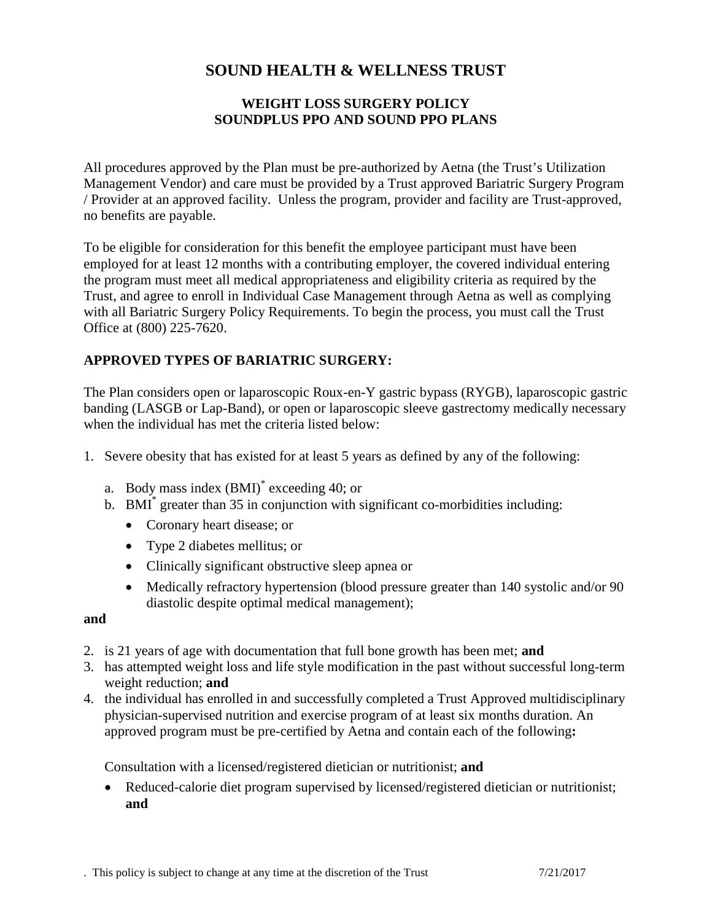# SOUND HEALTH & WELLNESS TRUST

## WEIGHT LOSS SURGERY POLICY
## SOUNDPLUS PPO AND SOUND PPO PLANS

All procedures approved by the Plan must be pre-authorized by Aetna (the Trust's Utilization Management Vendor) and care must be provided by a Trust approved Bariatric Surgery Program / Provider at an approved facility. Unless the program, provider and facility are Trust-approved, no benefits are payable.

To be eligible for consideration for this benefit the employee participant must have been employed for at least 12 months with a contributing employer, the covered individual entering the program must meet all medical appropriateness and eligibility criteria as required by the Trust, and agree to enroll in Individual Case Management through Aetna as well as complying with all Bariatric Surgery Policy Requirements. To begin the process, you must call the Trust Office at (800) 225-7620.

### APPROVED TYPES OF BARIATRIC SURGERY:

The Plan considers open or laparoscopic Roux-en-Y gastric bypass (RYGB), laparoscopic gastric banding (LASGB or Lap-Band), or open or laparoscopic sleeve gastrectomy medically necessary when the individual has met the criteria listed below:

1. Severe obesity that has existed for at least 5 years as defined by any of the following:
   a. Body mass index (BMI)* exceeding 40; or
   b. BMI* greater than 35 in conjunction with significant co-morbidities including:
      - Coronary heart disease; or
      - Type 2 diabetes mellitus; or
      - Clinically significant obstructive sleep apnea or
      - Medically refractory hypertension (blood pressure greater than 140 systolic and/or 90 diastolic despite optimal medical management);

**and**

2. is 21 years of age with documentation that full bone growth has been met; **and**
3. has attempted weight loss and life style modification in the past without successful long-term weight reduction; **and**
4. the individual has enrolled in and successfully completed a Trust Approved multidisciplinary physician-supervised nutrition and exercise program of at least six months duration. An approved program must be pre-certified by Aetna and contain each of the following**:**

   Consultation with a licensed/registered dietician or nutritionist; **and**

   - Reduced-calorie diet program supervised by licensed/registered dietician or nutritionist; **and**

. This policy is subject to change at any time at the discretion of the Trust 7/21/2017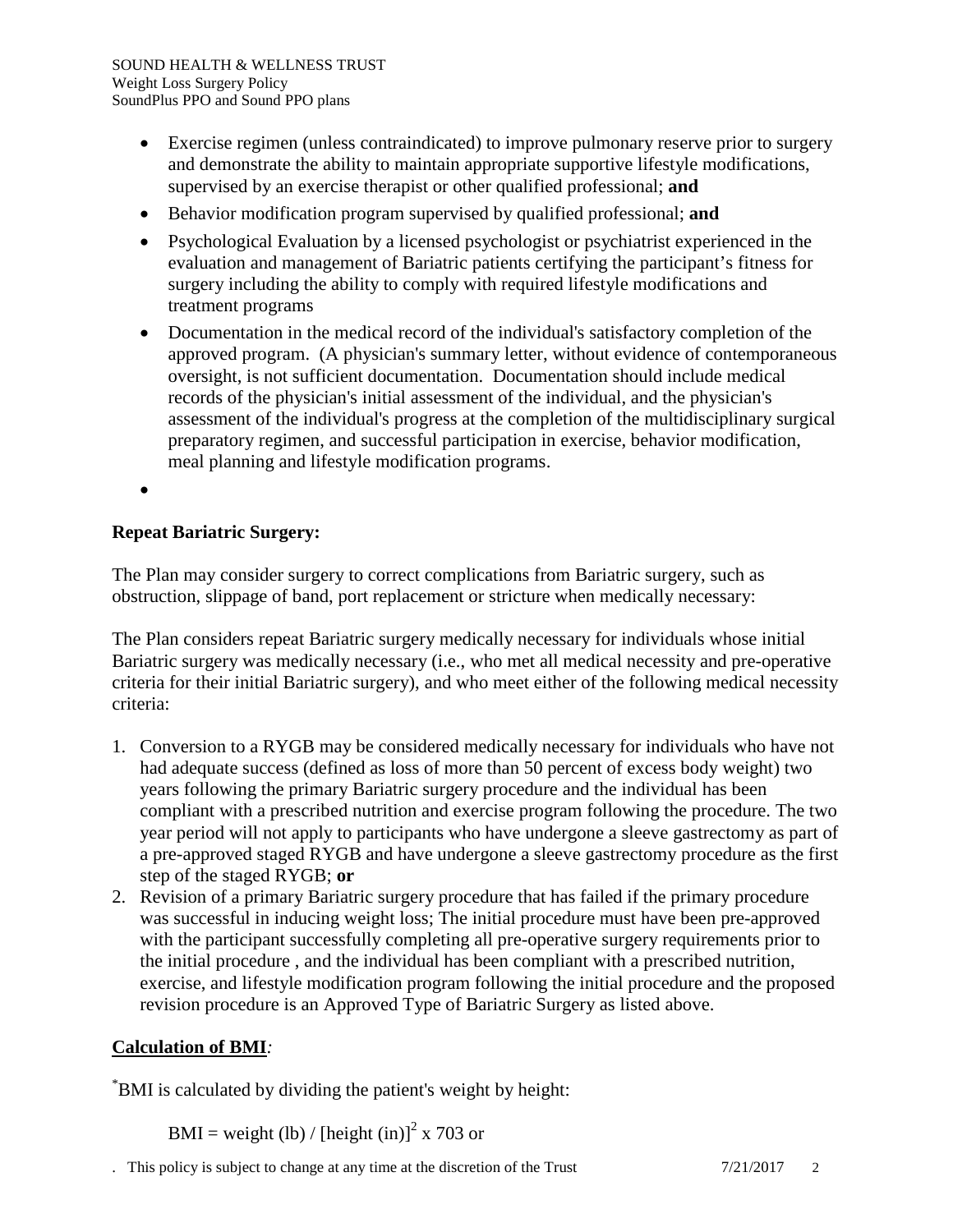- Exercise regimen (unless contraindicated) to improve pulmonary reserve prior to surgery and demonstrate the ability to maintain appropriate supportive lifestyle modifications, supervised by an exercise therapist or other qualified professional; **and**
- Behavior modification program supervised by qualified professional; **and**
- Psychological Evaluation by a licensed psychologist or psychiatrist experienced in the evaluation and management of Bariatric patients certifying the participant's fitness for surgery including the ability to comply with required lifestyle modifications and treatment programs
- Documentation in the medical record of the individual's satisfactory completion of the approved program. (A physician's summary letter, without evidence of contemporaneous oversight, is not sufficient documentation. Documentation should include medical records of the physician's initial assessment of the individual, and the physician's assessment of the individual's progress at the completion of the multidisciplinary surgical preparatory regimen, and successful participation in exercise, behavior modification, meal planning and lifestyle modification programs.

### Repeat Bariatric Surgery:

The Plan may consider surgery to correct complications from Bariatric surgery, such as obstruction, slippage of band, port replacement or stricture when medically necessary:

The Plan considers repeat Bariatric surgery medically necessary for individuals whose initial Bariatric surgery was medically necessary (i.e., who met all medical necessity and pre-operative criteria for their initial Bariatric surgery), and who meet either of the following medical necessity criteria:

1. Conversion to a RYGB may be considered medically necessary for individuals who have not had adequate success (defined as loss of more than 50 percent of excess body weight) two years following the primary Bariatric surgery procedure and the individual has been compliant with a prescribed nutrition and exercise program following the procedure. The two year period will not apply to participants who have undergone a sleeve gastrectomy as part of a pre-approved staged RYGB and have undergone a sleeve gastrectomy procedure as the first step of the staged RYGB; **or**
2. Revision of a primary Bariatric surgery procedure that has failed if the primary procedure was successful in inducing weight loss; The initial procedure must have been pre-approved with the participant successfully completing all pre-operative surgery requirements prior to the initial procedure , and the individual has been compliant with a prescribed nutrition, exercise, and lifestyle modification program following the initial procedure and the proposed revision procedure is an Approved Type of Bariatric Surgery as listed above.

### Calculation of BMI:

*BMI is calculated by dividing the patient's weight by height:

$$BMI = \text{weight (lb)} / [\text{height (in)}]^2 \times 703 \text{ or}$$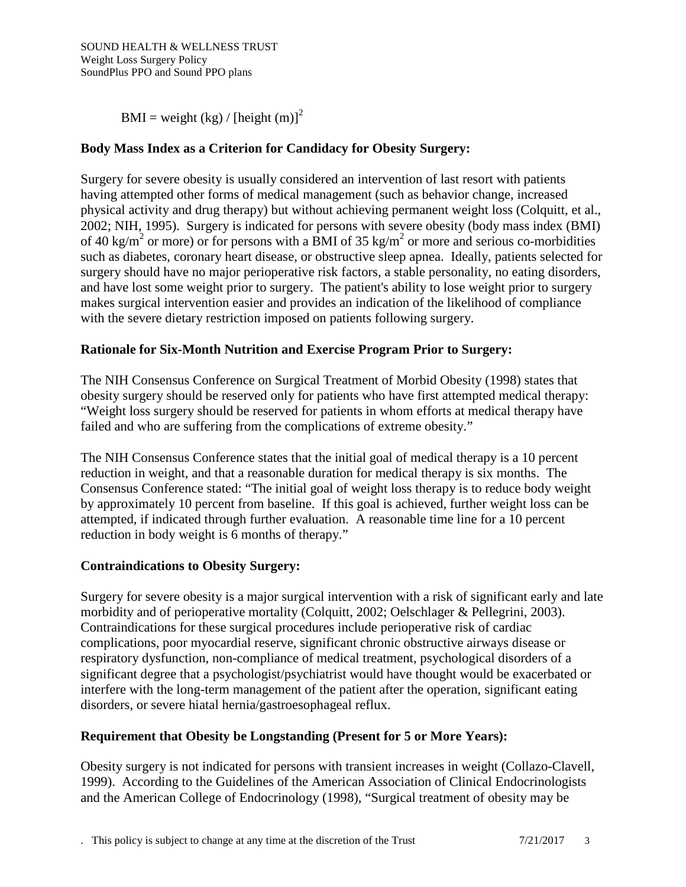$$BMI = \text{weight (kg)} / [\text{height (m)}]^2$$

**Body Mass Index as a Criterion for Candidacy for Obesity Surgery:**

Surgery for severe obesity is usually considered an intervention of last resort with patients having attempted other forms of medical management (such as behavior change, increased physical activity and drug therapy) but without achieving permanent weight loss (Colquitt, et al., 2002; NIH, 1995). Surgery is indicated for persons with severe obesity (body mass index (BMI) of 40 $kg/m^2$ or more) or for persons with a BMI of 35 $kg/m^2$ or more and serious co-morbidities such as diabetes, coronary heart disease, or obstructive sleep apnea. Ideally, patients selected for surgery should have no major perioperative risk factors, a stable personality, no eating disorders, and have lost some weight prior to surgery. The patient's ability to lose weight prior to surgery makes surgical intervention easier and provides an indication of the likelihood of compliance with the severe dietary restriction imposed on patients following surgery.

**Rationale for Six-Month Nutrition and Exercise Program Prior to Surgery:**

The NIH Consensus Conference on Surgical Treatment of Morbid Obesity (1998) states that obesity surgery should be reserved only for patients who have first attempted medical therapy: "Weight loss surgery should be reserved for patients in whom efforts at medical therapy have failed and who are suffering from the complications of extreme obesity."

The NIH Consensus Conference states that the initial goal of medical therapy is a 10 percent reduction in weight, and that a reasonable duration for medical therapy is six months. The Consensus Conference stated: "The initial goal of weight loss therapy is to reduce body weight by approximately 10 percent from baseline. If this goal is achieved, further weight loss can be attempted, if indicated through further evaluation. A reasonable time line for a 10 percent reduction in body weight is 6 months of therapy."

**Contraindications to Obesity Surgery:**

Surgery for severe obesity is a major surgical intervention with a risk of significant early and late morbidity and of perioperative mortality (Colquitt, 2002; Oelschlager & Pellegrini, 2003). Contraindications for these surgical procedures include perioperative risk of cardiac complications, poor myocardial reserve, significant chronic obstructive airways disease or respiratory dysfunction, non-compliance of medical treatment, psychological disorders of a significant degree that a psychologist/psychiatrist would have thought would be exacerbated or interfere with the long-term management of the patient after the operation, significant eating disorders, or severe hiatal hernia/gastroesophageal reflux.

**Requirement that Obesity be Longstanding (Present for 5 or More Years):**

Obesity surgery is not indicated for persons with transient increases in weight (Collazo-Clavell, 1999). According to the Guidelines of the American Association of Clinical Endocrinologists and the American College of Endocrinology (1998), "Surgical treatment of obesity may be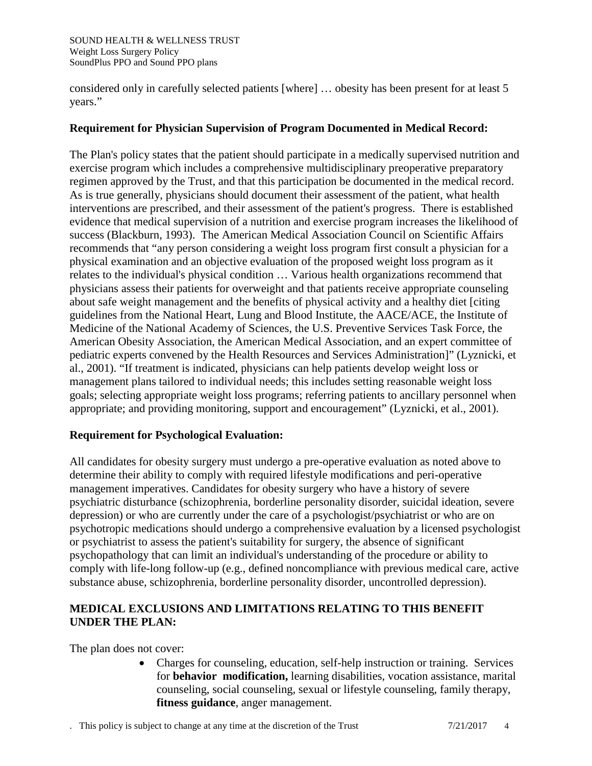considered only in carefully selected patients [where] … obesity has been present for at least 5 years."

**Requirement for Physician Supervision of Program Documented in Medical Record:**

The Plan's policy states that the patient should participate in a medically supervised nutrition and exercise program which includes a comprehensive multidisciplinary preoperative preparatory regimen approved by the Trust, and that this participation be documented in the medical record. As is true generally, physicians should document their assessment of the patient, what health interventions are prescribed, and their assessment of the patient's progress. There is established evidence that medical supervision of a nutrition and exercise program increases the likelihood of success (Blackburn, 1993). The American Medical Association Council on Scientific Affairs recommends that "any person considering a weight loss program first consult a physician for a physical examination and an objective evaluation of the proposed weight loss program as it relates to the individual's physical condition … Various health organizations recommend that physicians assess their patients for overweight and that patients receive appropriate counseling about safe weight management and the benefits of physical activity and a healthy diet [citing guidelines from the National Heart, Lung and Blood Institute, the AACE/ACE, the Institute of Medicine of the National Academy of Sciences, the U.S. Preventive Services Task Force, the American Obesity Association, the American Medical Association, and an expert committee of pediatric experts convened by the Health Resources and Services Administration]" (Lyznicki, et al., 2001). "If treatment is indicated, physicians can help patients develop weight loss or management plans tailored to individual needs; this includes setting reasonable weight loss goals; selecting appropriate weight loss programs; referring patients to ancillary personnel when appropriate; and providing monitoring, support and encouragement" (Lyznicki, et al., 2001).

**Requirement for Psychological Evaluation:**

All candidates for obesity surgery must undergo a pre-operative evaluation as noted above to determine their ability to comply with required lifestyle modifications and peri-operative management imperatives. Candidates for obesity surgery who have a history of severe psychiatric disturbance (schizophrenia, borderline personality disorder, suicidal ideation, severe depression) or who are currently under the care of a psychologist/psychiatrist or who are on psychotropic medications should undergo a comprehensive evaluation by a licensed psychologist or psychiatrist to assess the patient's suitability for surgery, the absence of significant psychopathology that can limit an individual's understanding of the procedure or ability to comply with life-long follow-up (e.g., defined noncompliance with previous medical care, active substance abuse, schizophrenia, borderline personality disorder, uncontrolled depression).

## MEDICAL EXCLUSIONS AND LIMITATIONS RELATING TO THIS BENEFIT UNDER THE PLAN:

The plan does not cover:

- Charges for counseling, education, self-help instruction or training. Services for **behavior modification,** learning disabilities, vocation assistance, marital counseling, social counseling, sexual or lifestyle counseling, family therapy, **fitness guidance**, anger management.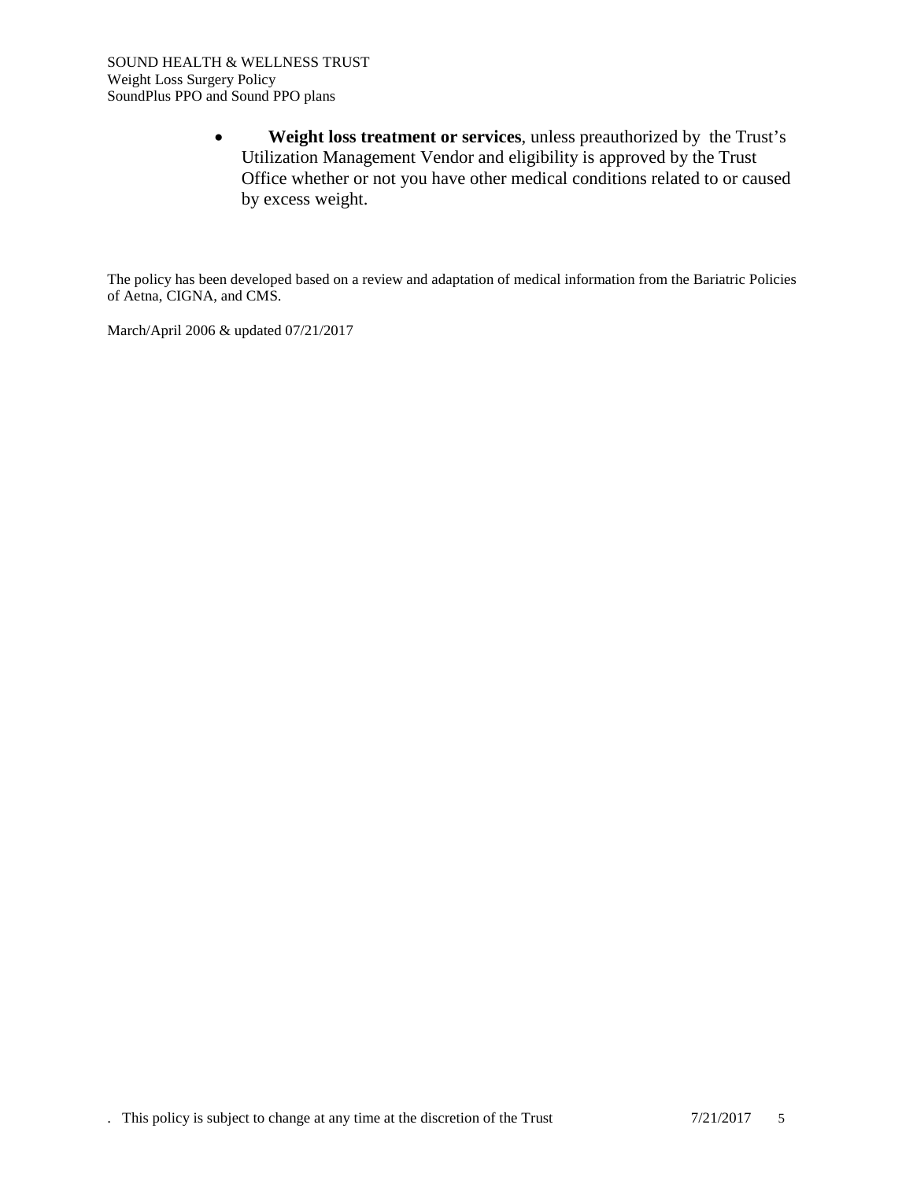- **Weight loss treatment or services**, unless preauthorized by the Trust's Utilization Management Vendor and eligibility is approved by the Trust Office whether or not you have other medical conditions related to or caused by excess weight.

The policy has been developed based on a review and adaptation of medical information from the Bariatric Policies of Aetna, CIGNA, and CMS.

March/April 2006 & updated 07/21/2017